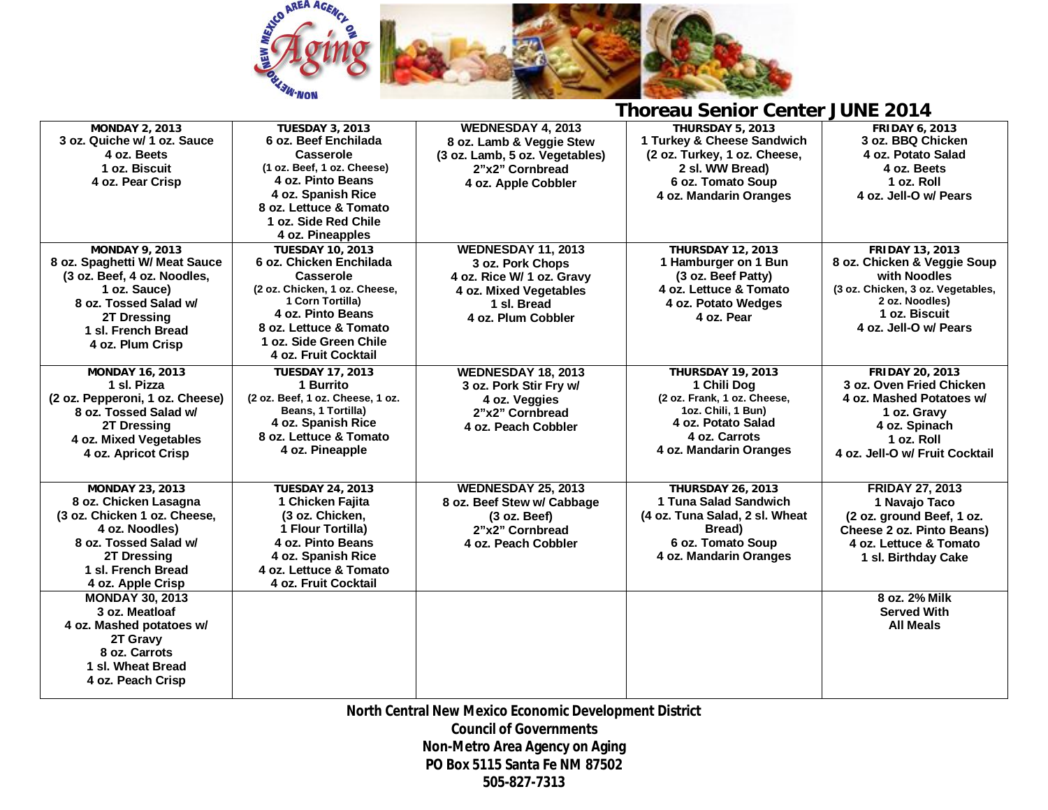# Thoreau Senior Center JUNE 2014

| MONDAY | TUESDAY | WEDNESDAY | THURSDAY | FRIDAY |
|---|---|---|---|---|
| **MONDAY 2, 2013**<br>3 oz. Quiche w/ 1 oz. Sauce<br>4 oz. Beets<br>1 oz. Biscuit<br>4 oz. Pear Crisp | **TUESDAY 3, 2013**<br>6 oz. Beef Enchilada Casserole<br>(1 oz. Beef, 1 oz. Cheese)<br>4 oz. Pinto Beans<br>4 oz. Spanish Rice<br>8 oz. Lettuce & Tomato<br>1 oz. Side Red Chile<br>4 oz. Pineapples | **WEDNESDAY 4, 2013**<br>8 oz. Lamb & Veggie Stew<br>(3 oz. Lamb, 5 oz. Vegetables)<br>2"x2" Cornbread<br>4 oz. Apple Cobbler | **THURSDAY 5, 2013**<br>1 Turkey & Cheese Sandwich<br>(2 oz. Turkey, 1 oz. Cheese, 2 sl. WW Bread)<br>6 oz. Tomato Soup<br>4 oz. Mandarin Oranges | **FRIDAY 6, 2013**<br>3 oz. BBQ Chicken<br>4 oz. Potato Salad<br>4 oz. Beets<br>1 oz. Roll<br>4 oz. Jell-O w/ Pears |
| **MONDAY 9, 2013**<br>8 oz. Spaghetti W/ Meat Sauce<br>(3 oz. Beef, 4 oz. Noodles, 1 oz. Sauce)<br>8 oz. Tossed Salad w/ 2T Dressing<br>1 sl. French Bread<br>4 oz. Plum Crisp | **TUESDAY 10, 2013**<br>6 oz. Chicken Enchilada Casserole<br>(2 oz. Chicken, 1 oz. Cheese, 1 Corn Tortilla)<br>4 oz. Pinto Beans<br>8 oz. Lettuce & Tomato<br>1 oz. Side Green Chile<br>4 oz. Fruit Cocktail | **WEDNESDAY 11, 2013**<br>3 oz. Pork Chops<br>4 oz. Rice W/ 1 oz. Gravy<br>4 oz. Mixed Vegetables<br>1 sl. Bread<br>4 oz. Plum Cobbler | **THURSDAY 12, 2013**<br>1 Hamburger on 1 Bun<br>(3 oz. Beef Patty)<br>4 oz. Lettuce & Tomato<br>4 oz. Potato Wedges<br>4 oz. Pear | **FRIDAY 13, 2013**<br>8 oz. Chicken & Veggie Soup with Noodles<br>(3 oz. Chicken, 3 oz. Vegetables, 2 oz. Noodles)<br>1 oz. Biscuit<br>4 oz. Jell-O w/ Pears |
| **MONDAY 16, 2013**<br>1 sl. Pizza<br>(2 oz. Pepperoni, 1 oz. Cheese)<br>8 oz. Tossed Salad w/ 2T Dressing<br>4 oz. Mixed Vegetables<br>4 oz. Apricot Crisp | **TUESDAY 17, 2013**<br>1 Burrito<br>(2 oz. Beef, 1 oz. Cheese, 1 oz. Beans, 1 Tortilla)<br>4 oz. Spanish Rice<br>8 oz. Lettuce & Tomato<br>4 oz. Pineapple | **WEDNESDAY 18, 2013**<br>3 oz. Pork Stir Fry w/ 4 oz. Veggies<br>2"x2" Cornbread<br>4 oz. Peach Cobbler | **THURSDAY 19, 2013**<br>1 Chili Dog<br>(2 oz. Frank, 1 oz. Cheese, 1oz. Chili, 1 Bun)<br>4 oz. Potato Salad<br>4 oz. Carrots<br>4 oz. Mandarin Oranges | **FRIDAY 20, 2013**<br>3 oz. Oven Fried Chicken<br>4 oz. Mashed Potatoes w/ 1 oz. Gravy<br>4 oz. Spinach<br>1 oz. Roll<br>4 oz. Jell-O w/ Fruit Cocktail |
| **MONDAY 23, 2013**<br>8 oz. Chicken Lasagna<br>(3 oz. Chicken 1 oz. Cheese, 4 oz. Noodles)<br>8 oz. Tossed Salad w/ 2T Dressing<br>1 sl. French Bread<br>4 oz. Apple Crisp | **TUESDAY 24, 2013**<br>1 Chicken Fajita<br>(3 oz. Chicken, 1 Flour Tortilla)<br>4 oz. Pinto Beans<br>4 oz. Spanish Rice<br>4 oz. Lettuce & Tomato<br>4 oz. Fruit Cocktail | **WEDNESDAY 25, 2013**<br>8 oz. Beef Stew w/ Cabbage<br>(3 oz. Beef)<br>2"x2" Cornbread<br>4 oz. Peach Cobbler | **THURSDAY 26, 2013**<br>1 Tuna Salad Sandwich<br>(4 oz. Tuna Salad, 2 sl. Wheat Bread)<br>6 oz. Tomato Soup<br>4 oz. Mandarin Oranges | **FRIDAY 27, 2013**<br>1 Navajo Taco<br>(2 oz. ground Beef, 1 oz. Cheese 2 oz. Pinto Beans)<br>4 oz. Lettuce & Tomato<br>1 sl. Birthday Cake |
| **MONDAY 30, 2013**<br>3 oz. Meatloaf<br>4 oz. Mashed potatoes w/ 2T Gravy<br>8 oz. Carrots<br>1 sl. Wheat Bread<br>4 oz. Peach Crisp | | | | 8 oz. 2% Milk<br>Served With<br>All Meals |

**North Central New Mexico Economic Development District**
**Council of Governments**
**Non-Metro Area Agency on Aging**
**PO Box 5115 Santa Fe NM 87502**
**505-827-7313**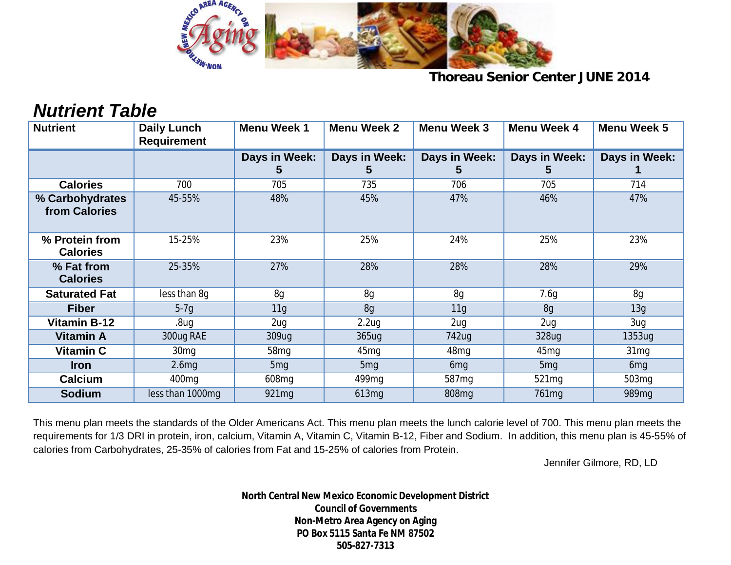Thoreau Senior Center JUNE 2014

## *Nutrient Table*

| Nutrient | Daily Lunch Requirement | Menu Week 1 | Menu Week 2 | Menu Week 3 | Menu Week 4 | Menu Week 5 |
|---|---|---|---|---|---|---|
| | | Days in Week: 5 | Days in Week: 5 | Days in Week: 5 | Days in Week: 5 | Days in Week: 1 |
| **Calories** | 700 | 705 | 735 | 706 | 705 | 714 |
| **% Carbohydrates from Calories** | 45-55% | 48% | 45% | 47% | 46% | 47% |
| **% Protein from Calories** | 15-25% | 23% | 25% | 24% | 25% | 23% |
| **% Fat from Calories** | 25-35% | 27% | 28% | 28% | 28% | 29% |
| **Saturated Fat** | less than 8g | 8g | 8g | 8g | 7.6g | 8g |
| **Fiber** | 5-7g | 11g | 8g | 11g | 8g | 13g |
| **Vitamin B-12** | .8ug | 2ug | 2.2ug | 2ug | 2ug | 3ug |
| **Vitamin A** | 300ug RAE | 309ug | 365ug | 742ug | 328ug | 1353ug |
| **Vitamin C** | 30mg | 58mg | 45mg | 48mg | 45mg | 31mg |
| **Iron** | 2.6mg | 5mg | 5mg | 6mg | 5mg | 6mg |
| **Calcium** | 400mg | 608mg | 499mg | 587mg | 521mg | 503mg |
| **Sodium** | less than 1000mg | 921mg | 613mg | 808mg | 761mg | 989mg |

This menu plan meets the standards of the Older Americans Act. This menu plan meets the lunch calorie level of 700. This menu plan meets the requirements for 1/3 DRI in protein, iron, calcium, Vitamin A, Vitamin C, Vitamin B-12, Fiber and Sodium. In addition, this menu plan is 45-55% of calories from Carbohydrates, 25-35% of calories from Fat and 15-25% of calories from Protein.

Jennifer Gilmore, RD, LD

**North Central New Mexico Economic Development District**
**Council of Governments**
**Non-Metro Area Agency on Aging**
**PO Box 5115 Santa Fe NM 87502**
**505-827-7313**